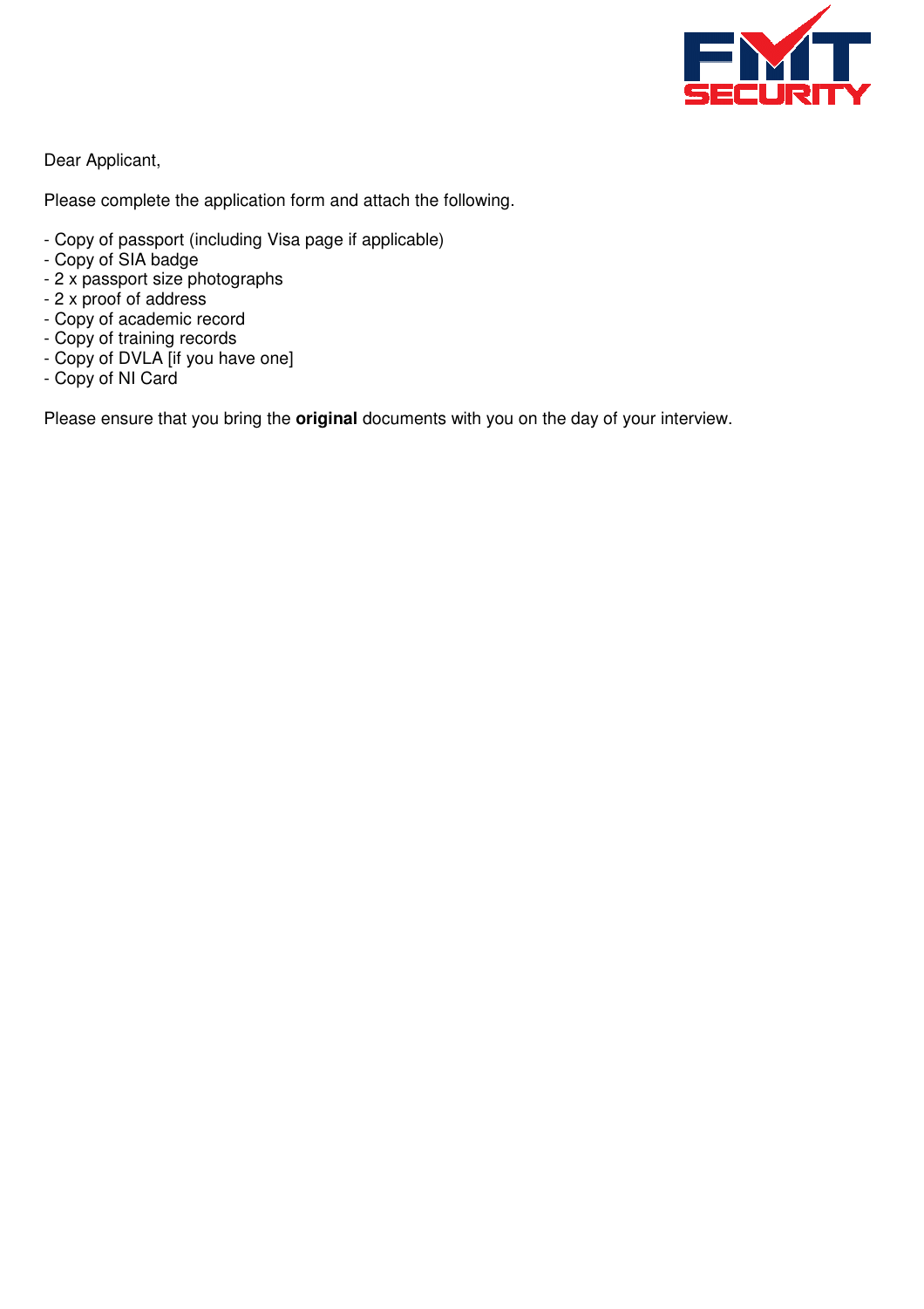Dear Applicant,

Please complete the application form and attach the following.

- Copy of passport (including Visa page if applicable)
- Copy of SIA badge
- 2 x passport size photographs
- 2 x proof of address
- Copy of academic record
- Copy of training records
- Copy of DVLA [if you have one]
- Copy of NI Card

Please ensure that you bring the **original** documents with you on the day of your interview.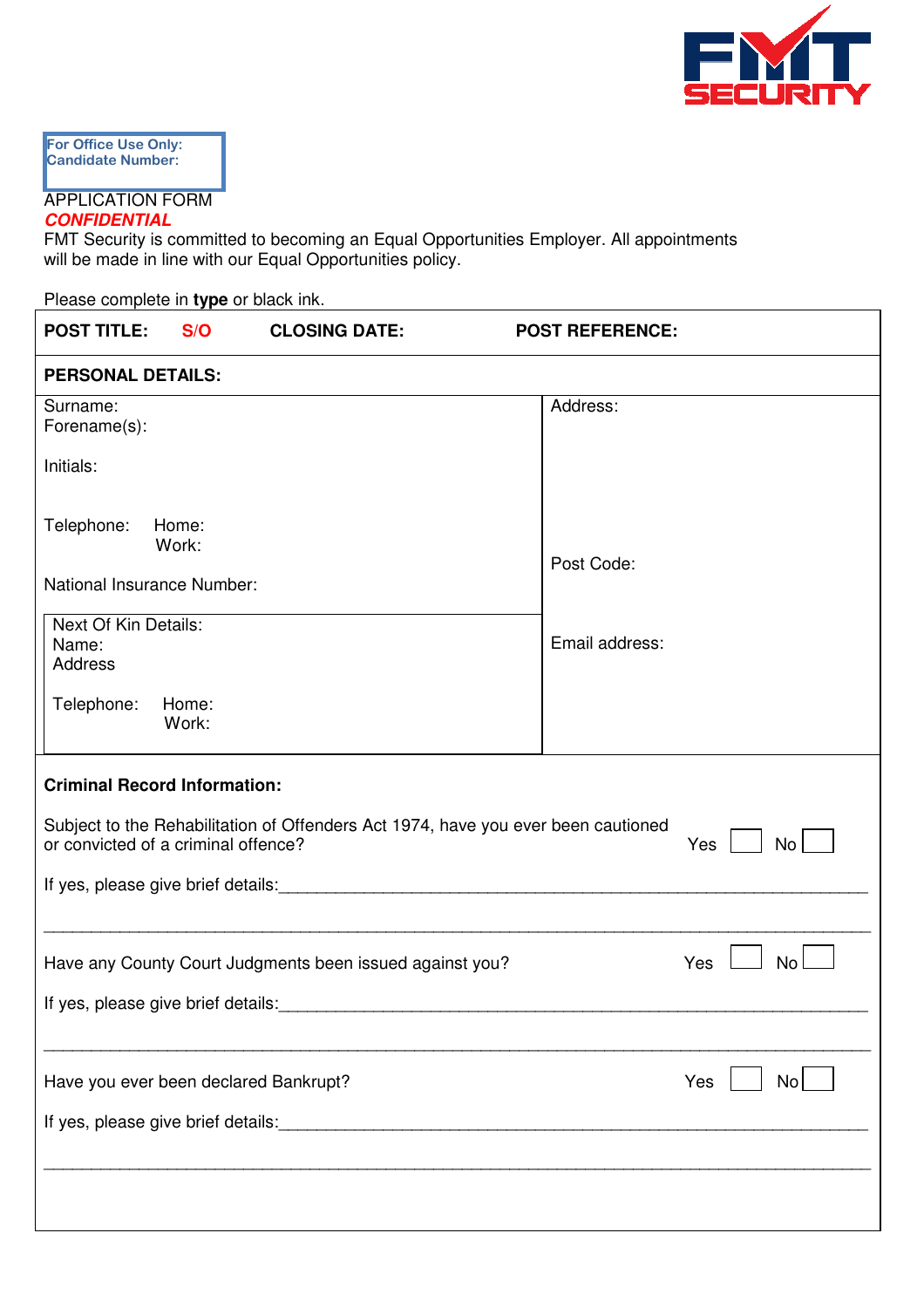For Office Use Only:
Candidate Number:

APPLICATION FORM

***CONFIDENTIAL***

FMT Security is committed to becoming an Equal Opportunities Employer. All appointments will be made in line with our Equal Opportunities policy.

Please complete in **type** or black ink.

| **POST TITLE:** S/O | **CLOSING DATE:** | **POST REFERENCE:** |
|---|---|---|

**PERSONAL DETAILS:**

| | |
|---|---|
| Surname:<br>Forename(s):<br><br>Initials:<br><br>Telephone: Home:<br>Work:<br><br>National Insurance Number: | Address:<br><br><br><br>Post Code: |
| Next Of Kin Details:<br>Name:<br>Address<br><br>Telephone: Home:<br>Work: | Email address: |

**Criminal Record Information:**

Subject to the Rehabilitation of Offenders Act 1974, have you ever been cautioned or convicted of a criminal offence? Yes ☐ No ☐

If yes, please give brief details:_______________________________________________

_______________________________________________

Have any County Court Judgments been issued against you? Yes ☐ No ☐

If yes, please give brief details:_______________________________________________

_______________________________________________

Have you ever been declared Bankrupt? Yes ☐ No ☐

If yes, please give brief details:_______________________________________________

_______________________________________________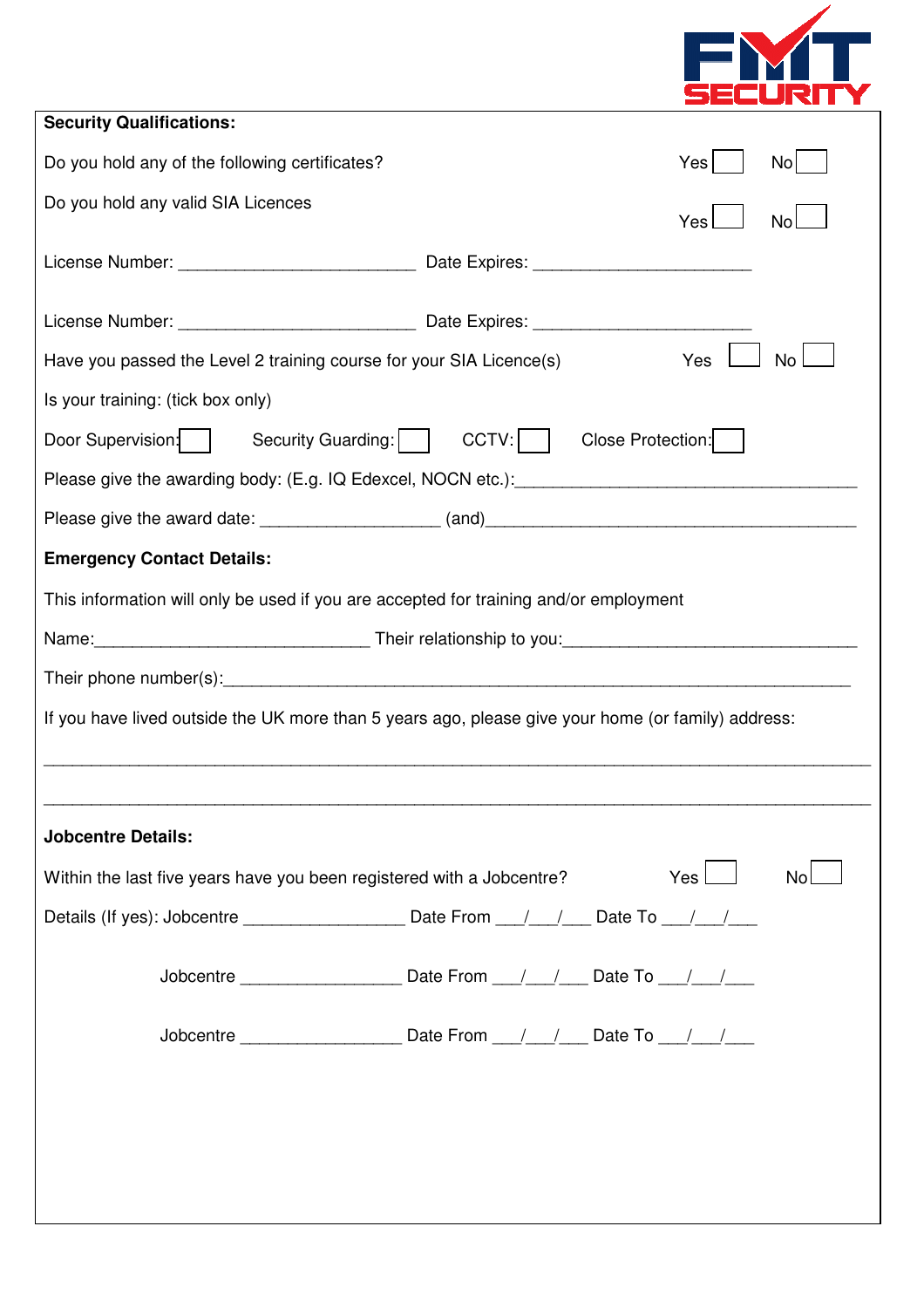**Security Qualifications:**

Do you hold any of the following certificates? Yes ☐ No ☐

Do you hold any valid SIA Licences Yes ☐ No ☐

License Number: _________________________ Date Expires: _______________________

License Number: _________________________ Date Expires: _______________________

Have you passed the Level 2 training course for your SIA Licence(s) Yes ☐ No ☐

Is your training: (tick box only)

Door Supervision: ☐ Security Guarding: ☐ CCTV: ☐ Close Protection: ☐

Please give the awarding body: (E.g. IQ Edexcel, NOCN etc.):___________________________________

Please give the award date: ___________________ (and)_______________________________________

**Emergency Contact Details:**

This information will only be used if you are accepted for training and/or employment

Name:_____________________________ Their relationship to you:_______________________________

Their phone number(s):_____________________________________________________________________

If you have lived outside the UK more than 5 years ago, please give your home (or family) address:

_________________________________________________________________________________________

_________________________________________________________________________________________

**Jobcentre Details:**

Within the last five years have you been registered with a Jobcentre? Yes ☐ No ☐

Details (If yes): Jobcentre _________________ Date From ___/___/___ Date To ___/___/___

Jobcentre _________________ Date From ___/___/___ Date To ___/___/___

Jobcentre _________________ Date From ___/___/___ Date To ___/___/___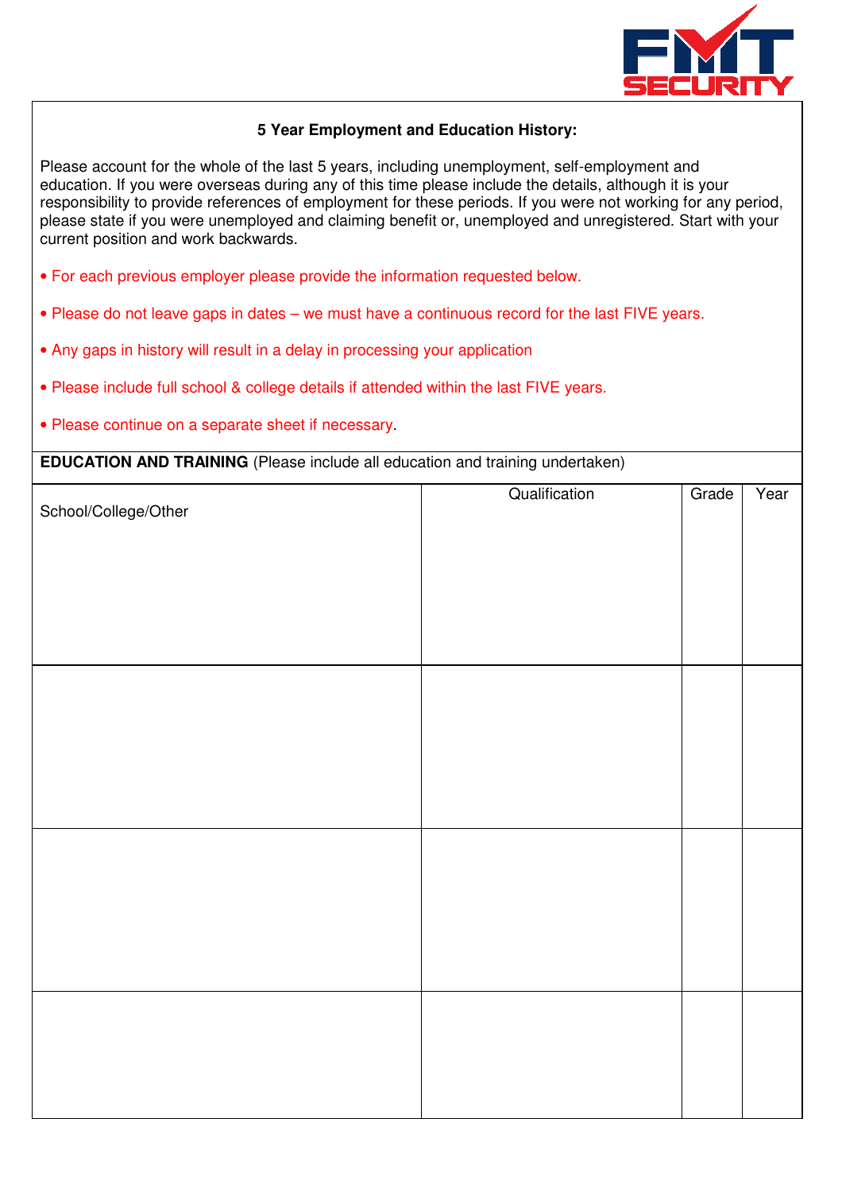## 5 Year Employment and Education History:

Please account for the whole of the last 5 years, including unemployment, self-employment and education. If you were overseas during any of this time please include the details, although it is your responsibility to provide references of employment for these periods. If you were not working for any period, please state if you were unemployed and claiming benefit or, unemployed and unregistered. Start with your current position and work backwards.

- For each previous employer please provide the information requested below.
- Please do not leave gaps in dates – we must have a continuous record for the last FIVE years.
- Any gaps in history will result in a delay in processing your application
- Please include full school & college details if attended within the last FIVE years.
- Please continue on a separate sheet if necessary.

**EDUCATION AND TRAINING** (Please include all education and training undertaken)

| School/College/Other | Qualification | Grade | Year |
|---|---|---|---|
| | | | |
| | | | |
| | | | |
| | | | |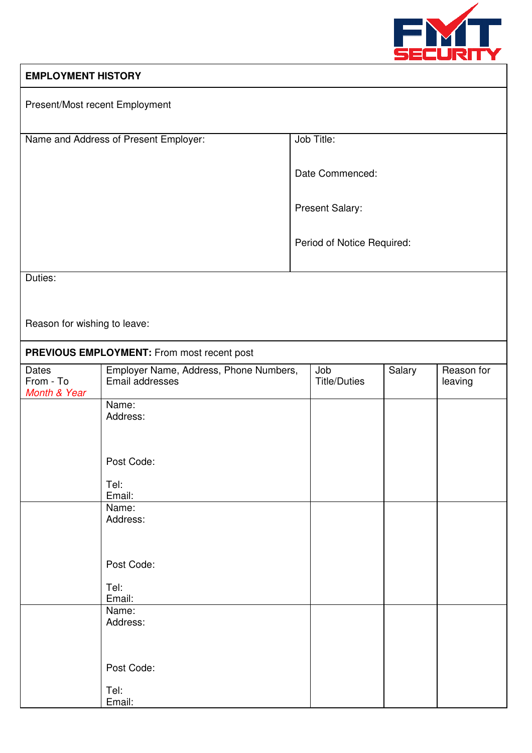FMT SECURITY

## EMPLOYMENT HISTORY

Present/Most recent Employment

| Name and Address of Present Employer: | Job Title:<br><br>Date Commenced:<br><br>Present Salary:<br><br>Period of Notice Required: |
|---|---|

Duties:

Reason for wishing to leave:

**PREVIOUS EMPLOYMENT:** From most recent post

| Dates From - To *Month & Year* | Employer Name, Address, Phone Numbers, Email addresses | Job Title/Duties | Salary | Reason for leaving |
|---|---|---|---|---|
| | Name:<br>Address:<br><br>Post Code:<br><br>Tel:<br>Email: | | | |
| | Name:<br>Address:<br><br>Post Code:<br><br>Tel:<br>Email: | | | |
| | Name:<br>Address:<br><br>Post Code:<br><br>Tel:<br>Email: | | | |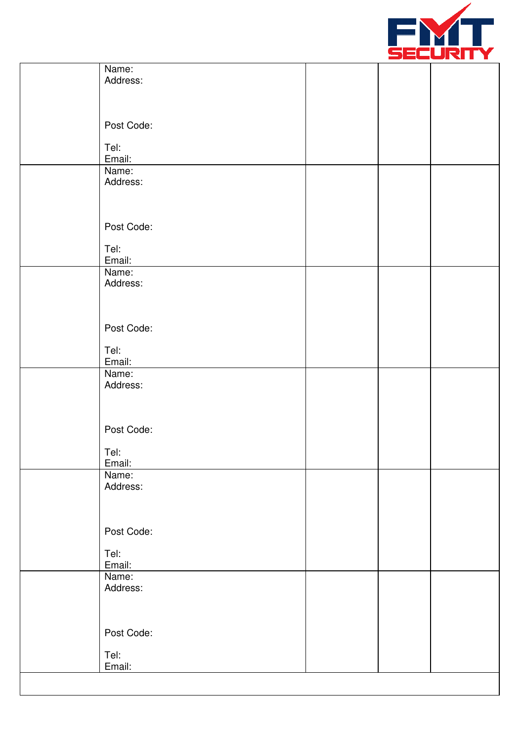FMT SECURITY

| | | | | |
|---|---|---|---|---|
| | Name:<br>Address:<br><br><br>Post Code:<br><br>Tel:<br>Email: | | | |
| | Name:<br>Address:<br><br><br>Post Code:<br><br>Tel:<br>Email: | | | |
| | Name:<br>Address:<br><br><br>Post Code:<br><br>Tel:<br>Email: | | | |
| | Name:<br>Address:<br><br><br>Post Code:<br><br>Tel:<br>Email: | | | |
| | Name:<br>Address:<br><br><br>Post Code:<br><br>Tel:<br>Email: | | | |
| | Name:<br>Address:<br><br><br>Post Code:<br><br>Tel:<br>Email: | | | |
| | | | | |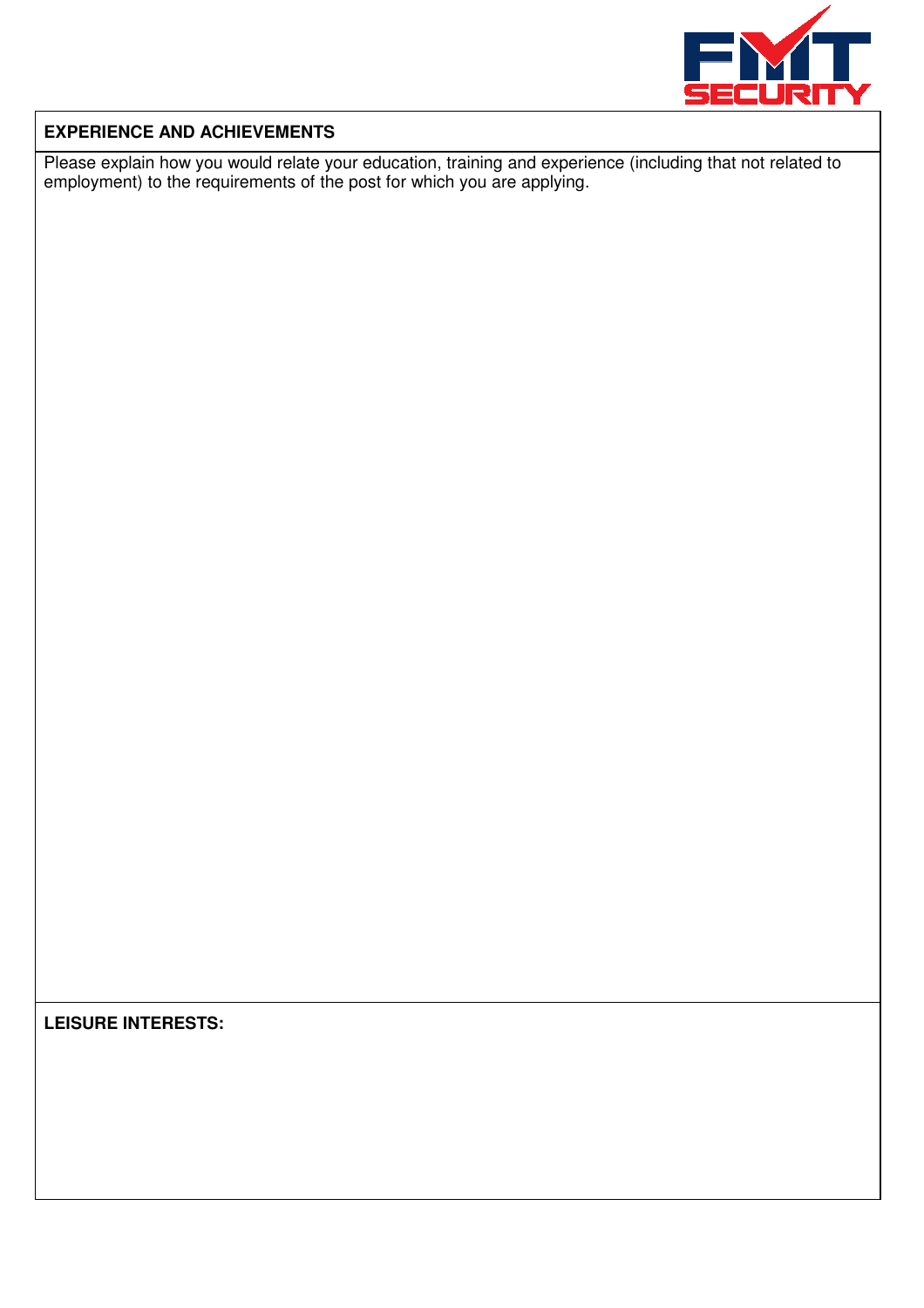**EXPERIENCE AND ACHIEVEMENTS**

Please explain how you would relate your education, training and experience (including that not related to employment) to the requirements of the post for which you are applying.

**LEISURE INTERESTS:**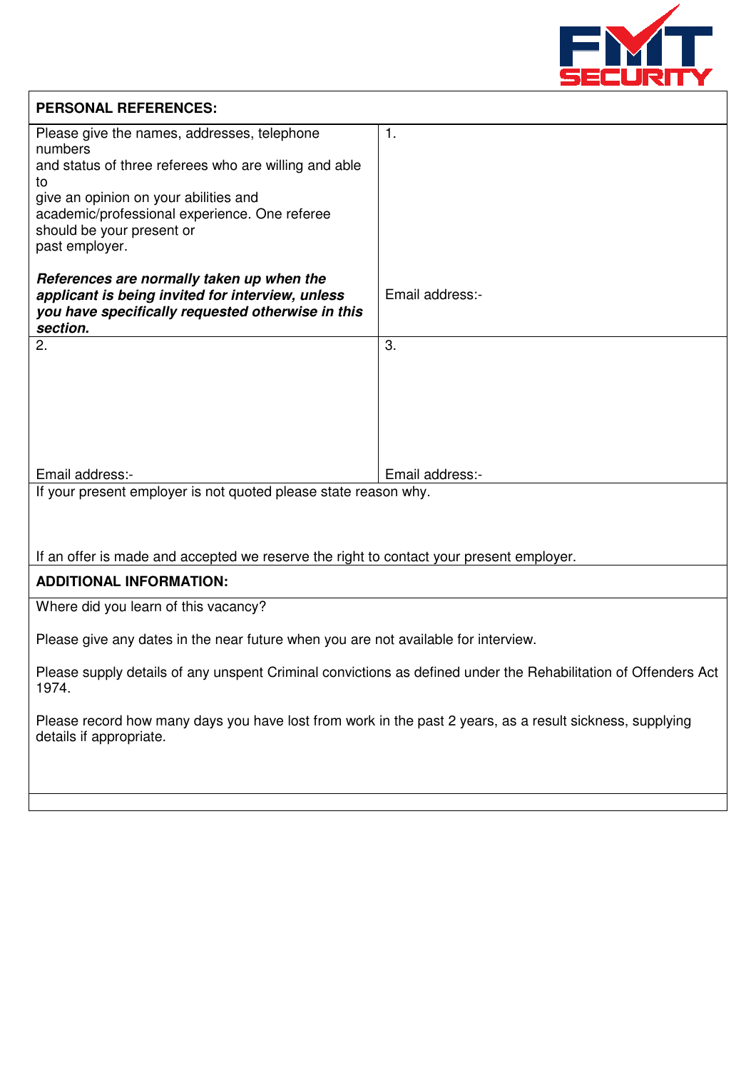| **PERSONAL REFERENCES:** | |
|---|---|
| Please give the names, addresses, telephone numbers and status of three referees who are willing and able to give an opinion on your abilities and academic/professional experience. One referee should be your present or past employer.<br><br>***References are normally taken up when the applicant is being invited for interview, unless you have specifically requested otherwise in this section.*** | 1.<br><br><br><br><br>Email address:- |
| 2.<br><br><br><br><br>Email address:- | 3.<br><br><br><br><br>Email address:- |
| If your present employer is not quoted please state reason why.<br><br><br>If an offer is made and accepted we reserve the right to contact your present employer. | |
| **ADDITIONAL INFORMATION:** | |
| Where did you learn of this vacancy?<br><br>Please give any dates in the near future when you are not available for interview.<br><br>Please supply details of any unspent Criminal convictions as defined under the Rehabilitation of Offenders Act 1974.<br><br>Please record how many days you have lost from work in the past 2 years, as a result sickness, supplying details if appropriate. | |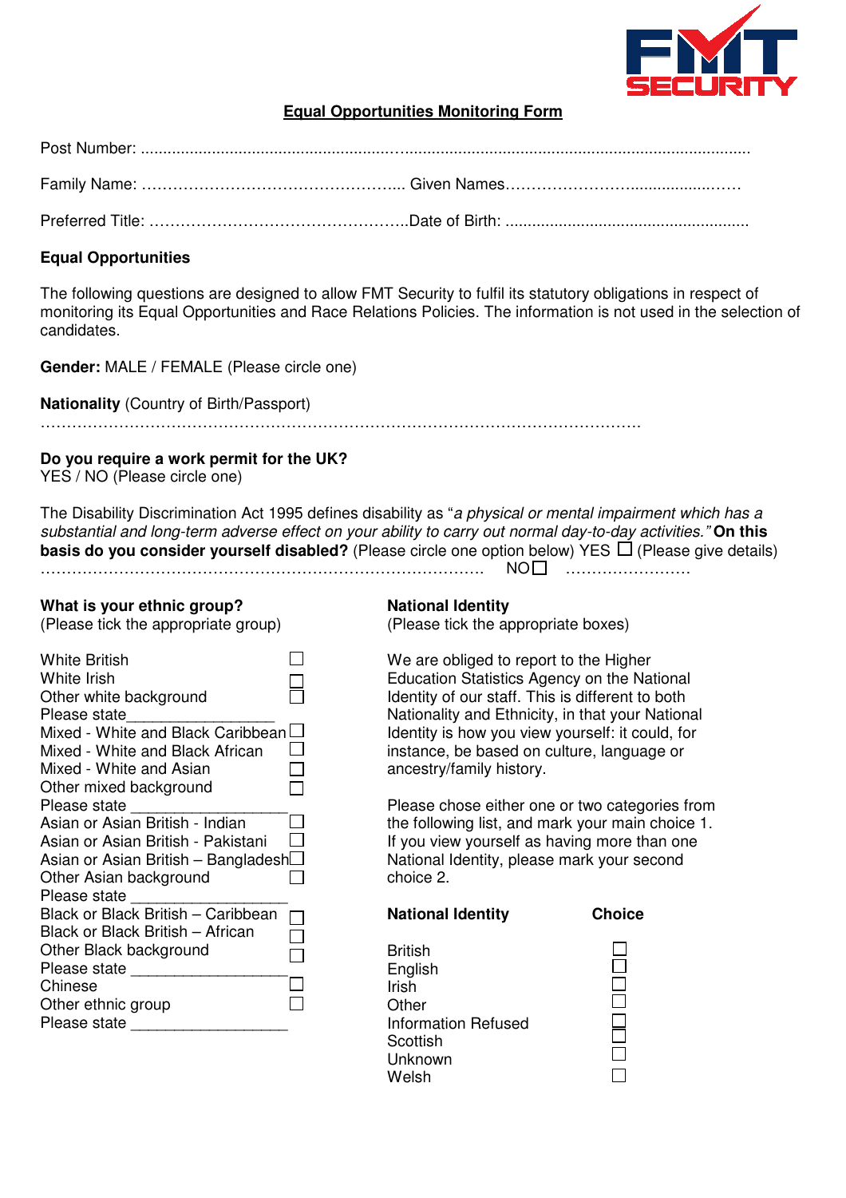FMT SECURITY

## Equal Opportunities Monitoring Form

Post Number: ...........................................................................................................................................................

Family Name: ………………………………………….... Given Names………………………...................……

Preferred Title: …………………………………………..Date of Birth: .......................................................

**Equal Opportunities**

The following questions are designed to allow FMT Security to fulfil its statutory obligations in respect of monitoring its Equal Opportunities and Race Relations Policies. The information is not used in the selection of candidates.

**Gender:** MALE / FEMALE (Please circle one)

**Nationality** (Country of Birth/Passport)

………………………………………………………………………………………………………….

**Do you require a work permit for the UK?**
YES / NO (Please circle one)

The Disability Discrimination Act 1995 defines disability as "*a physical or mental impairment which has a substantial and long-term adverse effect on your ability to carry out normal day-to-day activities.*" **On this basis do you consider yourself disabled?** (Please circle one option below) YES ☐ (Please give details)
…………………………………………………………………………… NO☐ ……………………

**What is your ethnic group?**
(Please tick the appropriate group)

- White British ☐
- White Irish ☐
- Other white background ☐
- Please state_________________
- Mixed - White and Black Caribbean ☐
- Mixed - White and Black African ☐
- Mixed - White and Asian ☐
- Other mixed background ☐
- Please state __________________
- Asian or Asian British - Indian ☐
- Asian or Asian British - Pakistani ☐
- Asian or Asian British – Bangladesh ☐
- Other Asian background ☐
- Please state __________________
- Black or Black British – Caribbean ☐
- Black or Black British – African ☐
- Other Black background ☐
- Please state __________________
- Chinese ☐
- Other ethnic group ☐
- Please state __________________

**National Identity**
(Please tick the appropriate boxes)

We are obliged to report to the Higher Education Statistics Agency on the National Identity of our staff. This is different to both Nationality and Ethnicity, in that your National Identity is how you view yourself: it could, for instance, be based on culture, language or ancestry/family history.

Please chose either one or two categories from the following list, and mark your main choice 1. If you view yourself as having more than one National Identity, please mark your second choice 2.

| National Identity | Choice |
|---|---|
| British | ☐ |
| English | ☐ |
| Irish | ☐ |
| Other | ☐ |
| Information Refused | ☐ |
| Scottish | ☐ |
| Unknown | ☐ |
| Welsh | ☐ |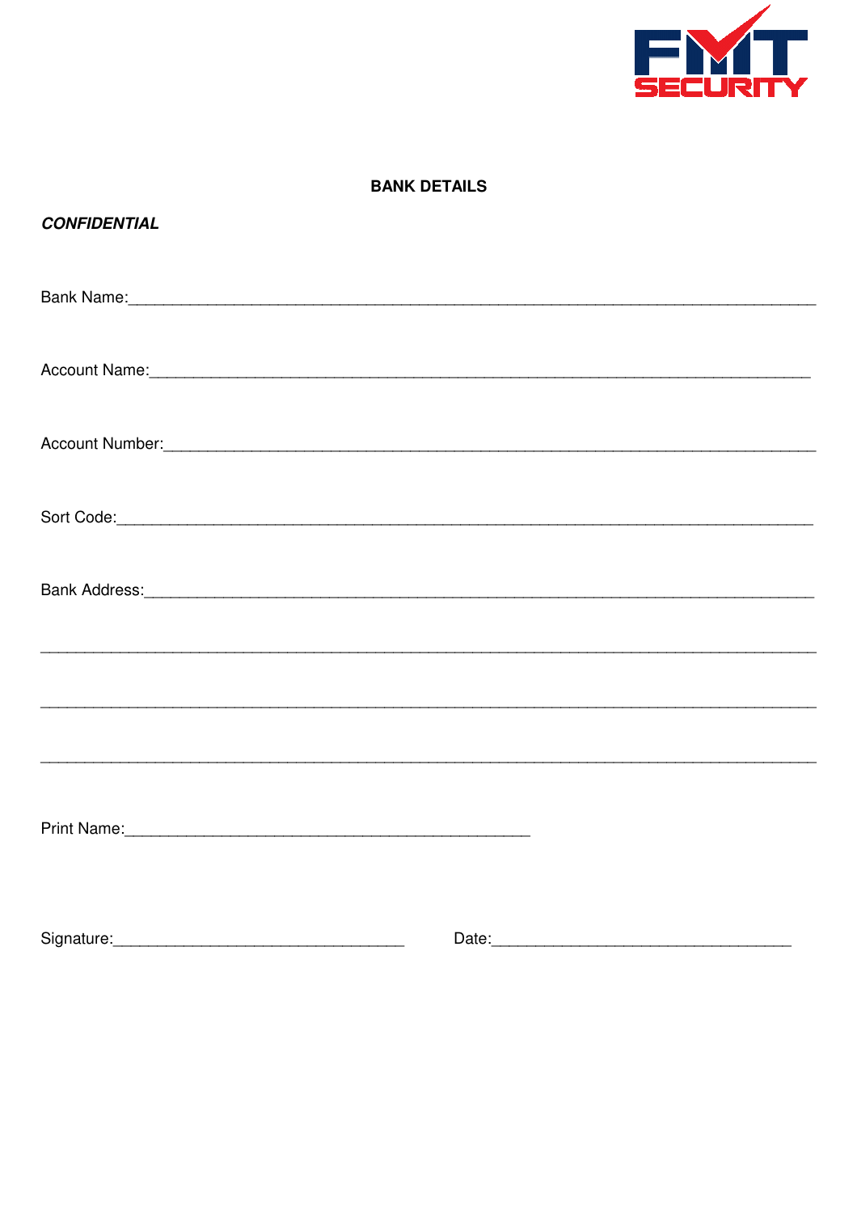FMT SECURITY

## BANK DETAILS

***CONFIDENTIAL***

Bank Name:_______________________________________________________________________________

Account Name:____________________________________________________________________________

Account Number:__________________________________________________________________________

Sort Code:_______________________________________________________________________________

Bank Address:____________________________________________________________________________

_________________________________________________________________________________________

_________________________________________________________________________________________

_________________________________________________________________________________________

Print Name:______________________________________________

Signature:_________________________________ Date:__________________________________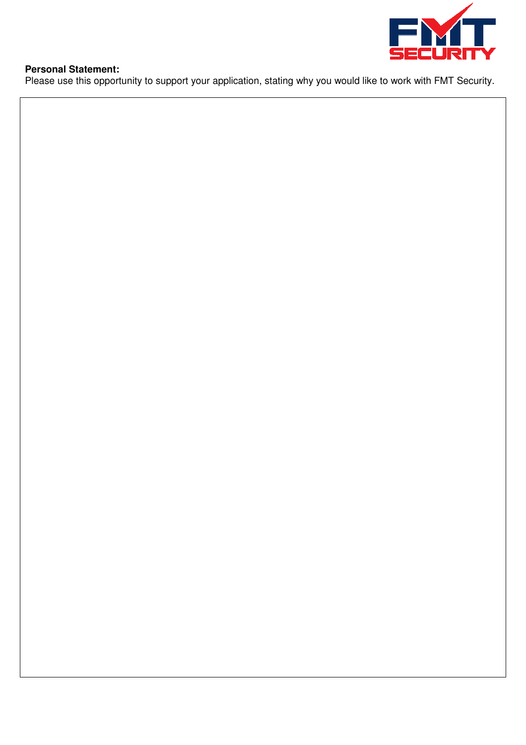**Personal Statement:**

Please use this opportunity to support your application, stating why you would like to work with FMT Security.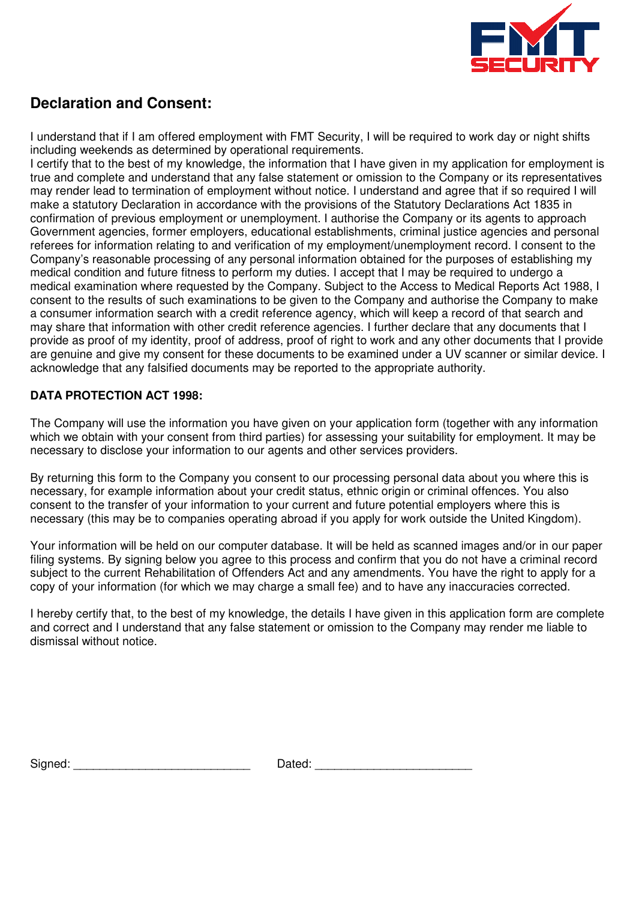## Declaration and Consent:

I understand that if I am offered employment with FMT Security, I will be required to work day or night shifts including weekends as determined by operational requirements.
I certify that to the best of my knowledge, the information that I have given in my application for employment is true and complete and understand that any false statement or omission to the Company or its representatives may render lead to termination of employment without notice. I understand and agree that if so required I will make a statutory Declaration in accordance with the provisions of the Statutory Declarations Act 1835 in confirmation of previous employment or unemployment. I authorise the Company or its agents to approach Government agencies, former employers, educational establishments, criminal justice agencies and personal referees for information relating to and verification of my employment/unemployment record. I consent to the Company's reasonable processing of any personal information obtained for the purposes of establishing my medical condition and future fitness to perform my duties. I accept that I may be required to undergo a medical examination where requested by the Company. Subject to the Access to Medical Reports Act 1988, I consent to the results of such examinations to be given to the Company and authorise the Company to make a consumer information search with a credit reference agency, which will keep a record of that search and may share that information with other credit reference agencies. I further declare that any documents that I provide as proof of my identity, proof of address, proof of right to work and any other documents that I provide are genuine and give my consent for these documents to be examined under a UV scanner or similar device. I acknowledge that any falsified documents may be reported to the appropriate authority.

**DATA PROTECTION ACT 1998:**

The Company will use the information you have given on your application form (together with any information which we obtain with your consent from third parties) for assessing your suitability for employment. It may be necessary to disclose your information to our agents and other services providers.

By returning this form to the Company you consent to our processing personal data about you where this is necessary, for example information about your credit status, ethnic origin or criminal offences. You also consent to the transfer of your information to your current and future potential employers where this is necessary (this may be to companies operating abroad if you apply for work outside the United Kingdom).

Your information will be held on our computer database. It will be held as scanned images and/or in our paper filing systems. By signing below you agree to this process and confirm that you do not have a criminal record subject to the current Rehabilitation of Offenders Act and any amendments. You have the right to apply for a copy of your information (for which we may charge a small fee) and to have any inaccuracies corrected.

I hereby certify that, to the best of my knowledge, the details I have given in this application form are complete and correct and I understand that any false statement or omission to the Company may render me liable to dismissal without notice.

Signed: ___________________________     Dated: ________________________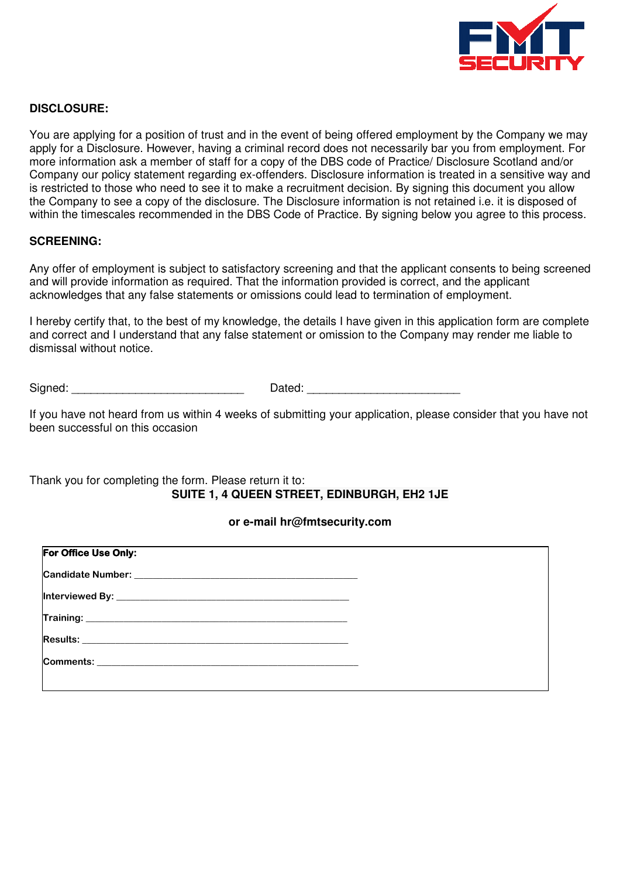FMT SECURITY

**DISCLOSURE:**

You are applying for a position of trust and in the event of being offered employment by the Company we may apply for a Disclosure. However, having a criminal record does not necessarily bar you from employment. For more information ask a member of staff for a copy of the DBS code of Practice/ Disclosure Scotland and/or Company our policy statement regarding ex-offenders. Disclosure information is treated in a sensitive way and is restricted to those who need to see it to make a recruitment decision. By signing this document you allow the Company to see a copy of the disclosure. The Disclosure information is not retained i.e. it is disposed of within the timescales recommended in the DBS Code of Practice. By signing below you agree to this process.

**SCREENING:**

Any offer of employment is subject to satisfactory screening and that the applicant consents to being screened and will provide information as required. That the information provided is correct, and the applicant acknowledges that any false statements or omissions could lead to termination of employment.

I hereby certify that, to the best of my knowledge, the details I have given in this application form are complete and correct and I understand that any false statement or omission to the Company may render me liable to dismissal without notice.

Signed: ___________________________ Dated: ________________________

If you have not heard from us within 4 weeks of submitting your application, please consider that you have not been successful on this occasion

Thank you for completing the form. Please return it to:

**SUITE 1, 4 QUEEN STREET, EDINBURGH, EH2 1JE**

**or e-mail hr@fmtsecurity.com**

**For Office Use Only:**

**Candidate Number:** ________________________________________

**Interviewed By:** ________________________________________

**Training:** ________________________________________

**Results:** ________________________________________

**Comments:** ________________________________________